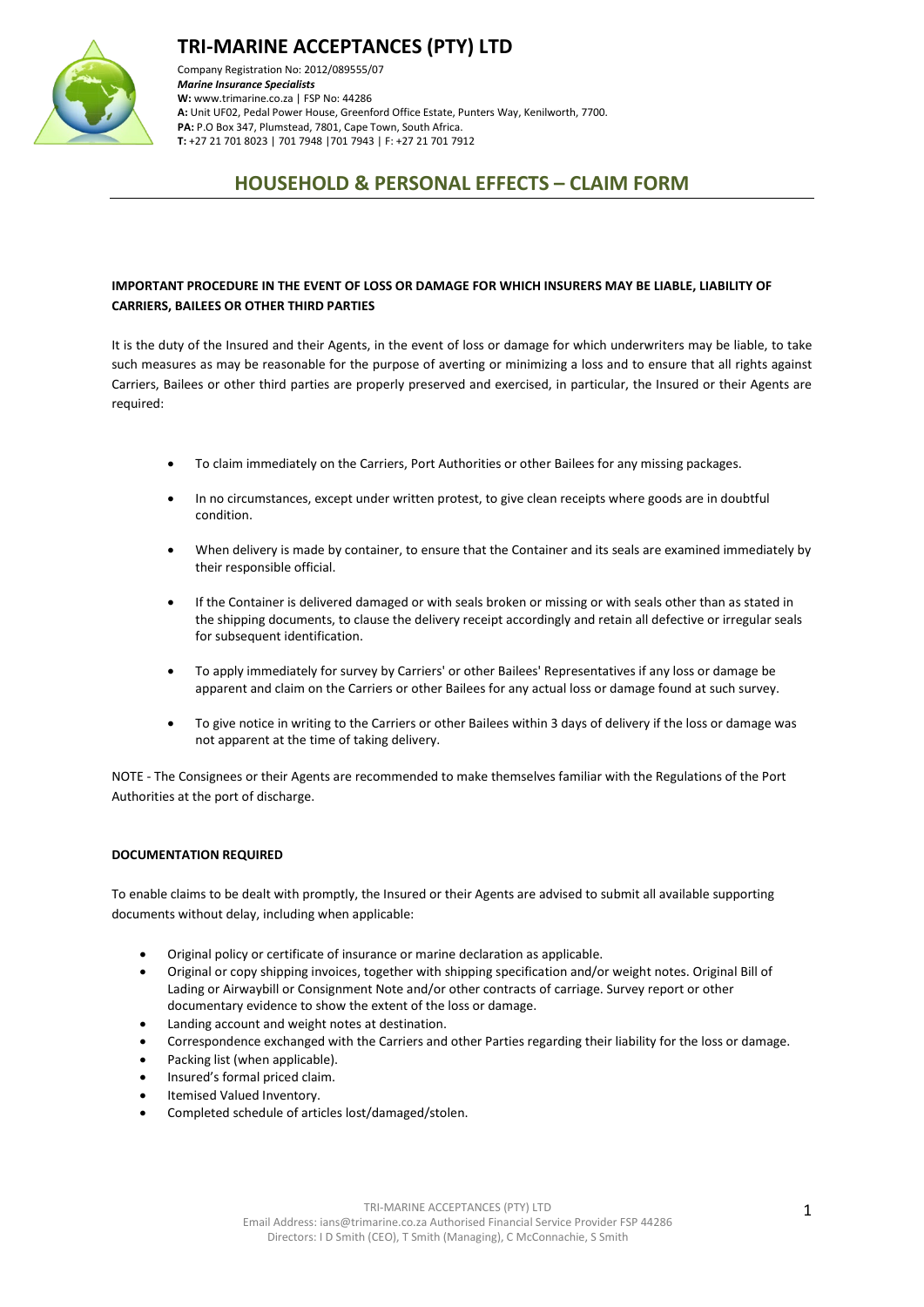# TRI-MARINE ACCEPTANCES (PTY) LTD

Company Registration No: 2012/089555/07
***Marine Insurance Specialists***
**W:** www.trimarine.co.za | FSP No: 44286
**A:** Unit UF02, Pedal Power House, Greenford Office Estate, Punters Way, Kenilworth, 7700.
**PA:** P.O Box 347, Plumstead, 7801, Cape Town, South Africa.
**T:** +27 21 701 8023 | 701 7948 |701 7943 | F: +27 21 701 7912

## HOUSEHOLD & PERSONAL EFFECTS – CLAIM FORM

**IMPORTANT PROCEDURE IN THE EVENT OF LOSS OR DAMAGE FOR WHICH INSURERS MAY BE LIABLE, LIABILITY OF CARRIERS, BAILEES OR OTHER THIRD PARTIES**

It is the duty of the Insured and their Agents, in the event of loss or damage for which underwriters may be liable, to take such measures as may be reasonable for the purpose of averting or minimizing a loss and to ensure that all rights against Carriers, Bailees or other third parties are properly preserved and exercised, in particular, the Insured or their Agents are required:

- To claim immediately on the Carriers, Port Authorities or other Bailees for any missing packages.
- In no circumstances, except under written protest, to give clean receipts where goods are in doubtful condition.
- When delivery is made by container, to ensure that the Container and its seals are examined immediately by their responsible official.
- If the Container is delivered damaged or with seals broken or missing or with seals other than as stated in the shipping documents, to clause the delivery receipt accordingly and retain all defective or irregular seals for subsequent identification.
- To apply immediately for survey by Carriers' or other Bailees' Representatives if any loss or damage be apparent and claim on the Carriers or other Bailees for any actual loss or damage found at such survey.
- To give notice in writing to the Carriers or other Bailees within 3 days of delivery if the loss or damage was not apparent at the time of taking delivery.

NOTE - The Consignees or their Agents are recommended to make themselves familiar with the Regulations of the Port Authorities at the port of discharge.

**DOCUMENTATION REQUIRED**

To enable claims to be dealt with promptly, the Insured or their Agents are advised to submit all available supporting documents without delay, including when applicable:

- Original policy or certificate of insurance or marine declaration as applicable.
- Original or copy shipping invoices, together with shipping specification and/or weight notes. Original Bill of Lading or Airwaybill or Consignment Note and/or other contracts of carriage. Survey report or other documentary evidence to show the extent of the loss or damage.
- Landing account and weight notes at destination.
- Correspondence exchanged with the Carriers and other Parties regarding their liability for the loss or damage.
- Packing list (when applicable).
- Insured's formal priced claim.
- Itemised Valued Inventory.
- Completed schedule of articles lost/damaged/stolen.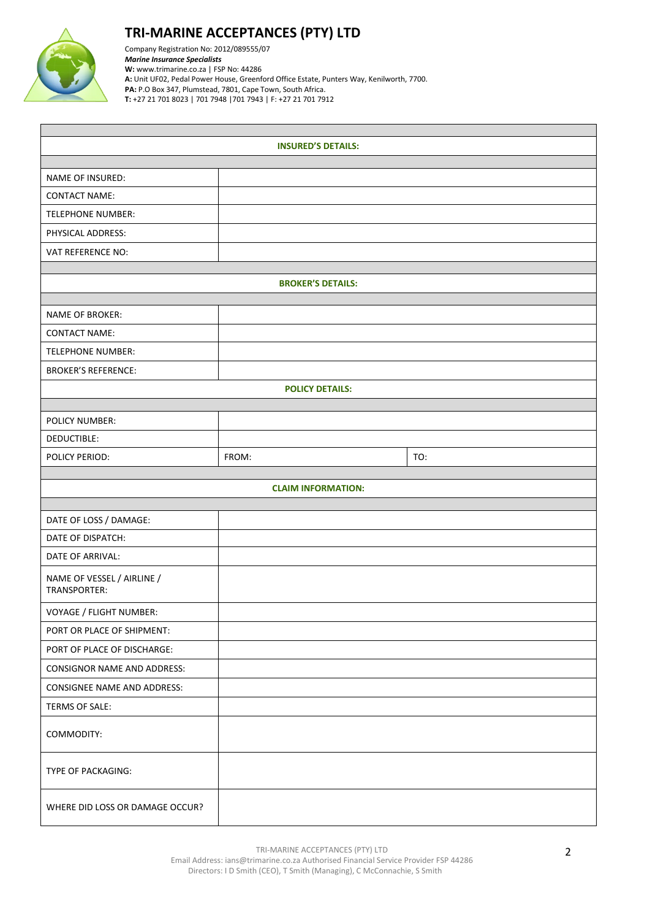# TRI-MARINE ACCEPTANCES (PTY) LTD

Company Registration No: 2012/089555/07
***Marine Insurance Specialists***
**W:** www.trimarine.co.za | FSP No: 44286
**A:** Unit UF02, Pedal Power House, Greenford Office Estate, Punters Way, Kenilworth, 7700.
**PA:** P.O Box 347, Plumstead, 7801, Cape Town, South Africa.
**T:** +27 21 701 8023 | 701 7948 |701 7943 | F: +27 21 701 7912

| **INSURED'S DETAILS:** | | |
|---|---|---|
| NAME OF INSURED: | | |
| CONTACT NAME: | | |
| TELEPHONE NUMBER: | | |
| PHYSICAL ADDRESS: | | |
| VAT REFERENCE NO: | | |
| **BROKER'S DETAILS:** | | |
| NAME OF BROKER: | | |
| CONTACT NAME: | | |
| TELEPHONE NUMBER: | | |
| BROKER'S REFERENCE: | | |
| **POLICY DETAILS:** | | |
| POLICY NUMBER: | | |
| DEDUCTIBLE: | | |
| POLICY PERIOD: | FROM: | TO: |
| **CLAIM INFORMATION:** | | |
| DATE OF LOSS / DAMAGE: | | |
| DATE OF DISPATCH: | | |
| DATE OF ARRIVAL: | | |
| NAME OF VESSEL / AIRLINE / TRANSPORTER: | | |
| VOYAGE / FLIGHT NUMBER: | | |
| PORT OR PLACE OF SHIPMENT: | | |
| PORT OF PLACE OF DISCHARGE: | | |
| CONSIGNOR NAME AND ADDRESS: | | |
| CONSIGNEE NAME AND ADDRESS: | | |
| TERMS OF SALE: | | |
| COMMODITY: | | |
| TYPE OF PACKAGING: | | |
| WHERE DID LOSS OR DAMAGE OCCUR? | | |

TRI-MARINE ACCEPTANCES (PTY) LTD
Email Address: ians@trimarine.co.za Authorised Financial Service Provider FSP 44286
Directors: I D Smith (CEO), T Smith (Managing), C McConnachie, S Smith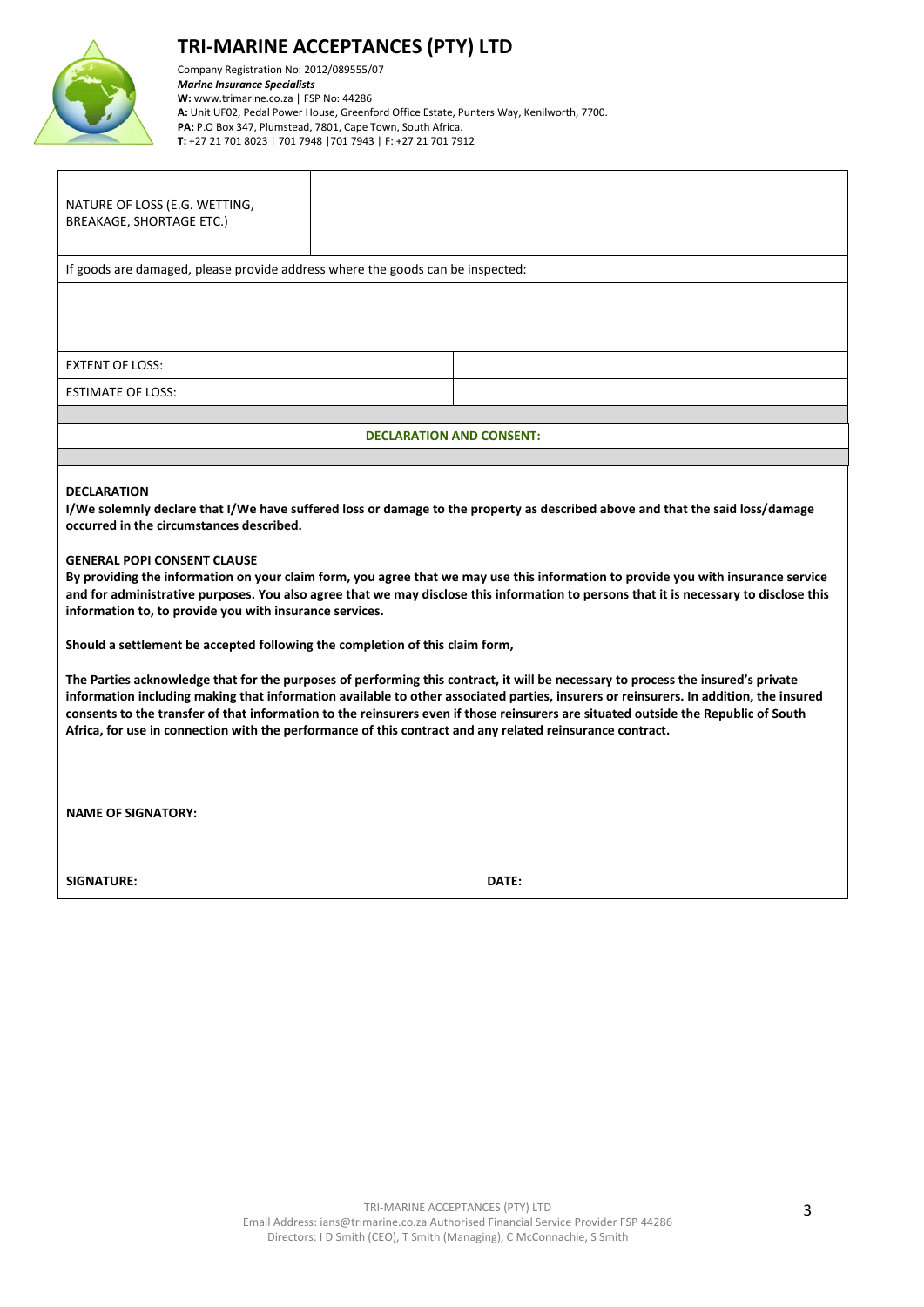# TRI-MARINE ACCEPTANCES (PTY) LTD

Company Registration No: 2012/089555/07
***Marine Insurance Specialists***
**W:** www.trimarine.co.za | FSP No: 44286
**A:** Unit UF02, Pedal Power House, Greenford Office Estate, Punters Way, Kenilworth, 7700.
**PA:** P.O Box 347, Plumstead, 7801, Cape Town, South Africa.
**T:** +27 21 701 8023 | 701 7948 |701 7943 | F: +27 21 701 7912

| NATURE OF LOSS (E.G. WETTING, BREAKAGE, SHORTAGE ETC.) | |
|---|---|

If goods are damaged, please provide address where the goods can be inspected:

| | |
|---|---|
| EXTENT OF LOSS: | |
| ESTIMATE OF LOSS: | |

**DECLARATION AND CONSENT:**

**DECLARATION**

**I/We solemnly declare that I/We have suffered loss or damage to the property as described above and that the said loss/damage occurred in the circumstances described.**

**GENERAL POPI CONSENT CLAUSE**

**By providing the information on your claim form, you agree that we may use this information to provide you with insurance service and for administrative purposes. You also agree that we may disclose this information to persons that it is necessary to disclose this information to, to provide you with insurance services.**

**Should a settlement be accepted following the completion of this claim form,**

**The Parties acknowledge that for the purposes of performing this contract, it will be necessary to process the insured's private information including making that information available to other associated parties, insurers or reinsurers. In addition, the insured consents to the transfer of that information to the reinsurers even if those reinsurers are situated outside the Republic of South Africa, for use in connection with the performance of this contract and any related reinsurance contract.**

**NAME OF SIGNATORY:**

**SIGNATURE:** **DATE:**

TRI-MARINE ACCEPTANCES (PTY) LTD
Email Address: ians@trimarine.co.za Authorised Financial Service Provider FSP 44286
Directors: I D Smith (CEO), T Smith (Managing), C McConnachie, S Smith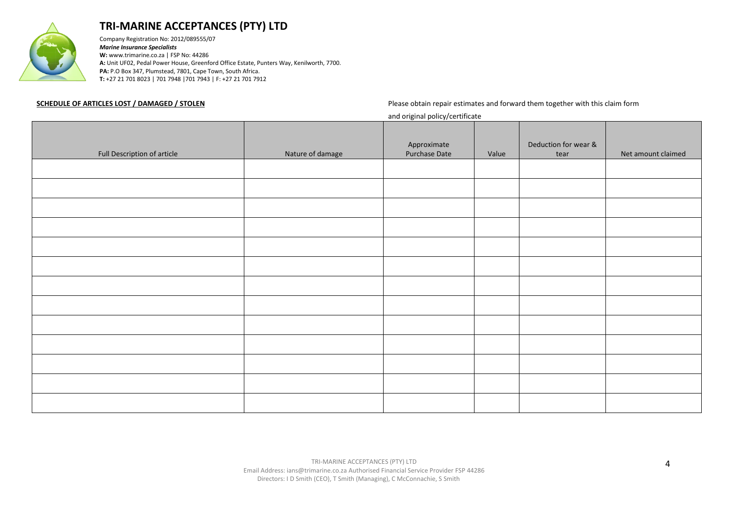# TRI-MARINE ACCEPTANCES (PTY) LTD

Company Registration No: 2012/089555/07
***Marine Insurance Specialists***
**W:** www.trimarine.co.za | FSP No: 44286
**A:** Unit UF02, Pedal Power House, Greenford Office Estate, Punters Way, Kenilworth, 7700.
**PA:** P.O Box 347, Plumstead, 7801, Cape Town, South Africa.
**T:** +27 21 701 8023 | 701 7948 |701 7943 | F: +27 21 701 7912

**SCHEDULE OF ARTICLES LOST / DAMAGED / STOLEN**

Please obtain repair estimates and forward them together with this claim form and original policy/certificate

| Full Description of article | Nature of damage | Approximate Purchase Date | Value | Deduction for wear & tear | Net amount claimed |
|---|---|---|---|---|---|
| | | | | | |
| | | | | | |
| | | | | | |
| | | | | | |
| | | | | | |
| | | | | | |
| | | | | | |
| | | | | | |
| | | | | | |
| | | | | | |
| | | | | | |
| | | | | | |
| | | | | | |

TRI-MARINE ACCEPTANCES (PTY) LTD
Email Address: ians@trimarine.co.za Authorised Financial Service Provider FSP 44286
Directors: I D Smith (CEO), T Smith (Managing), C McConnachie, S Smith